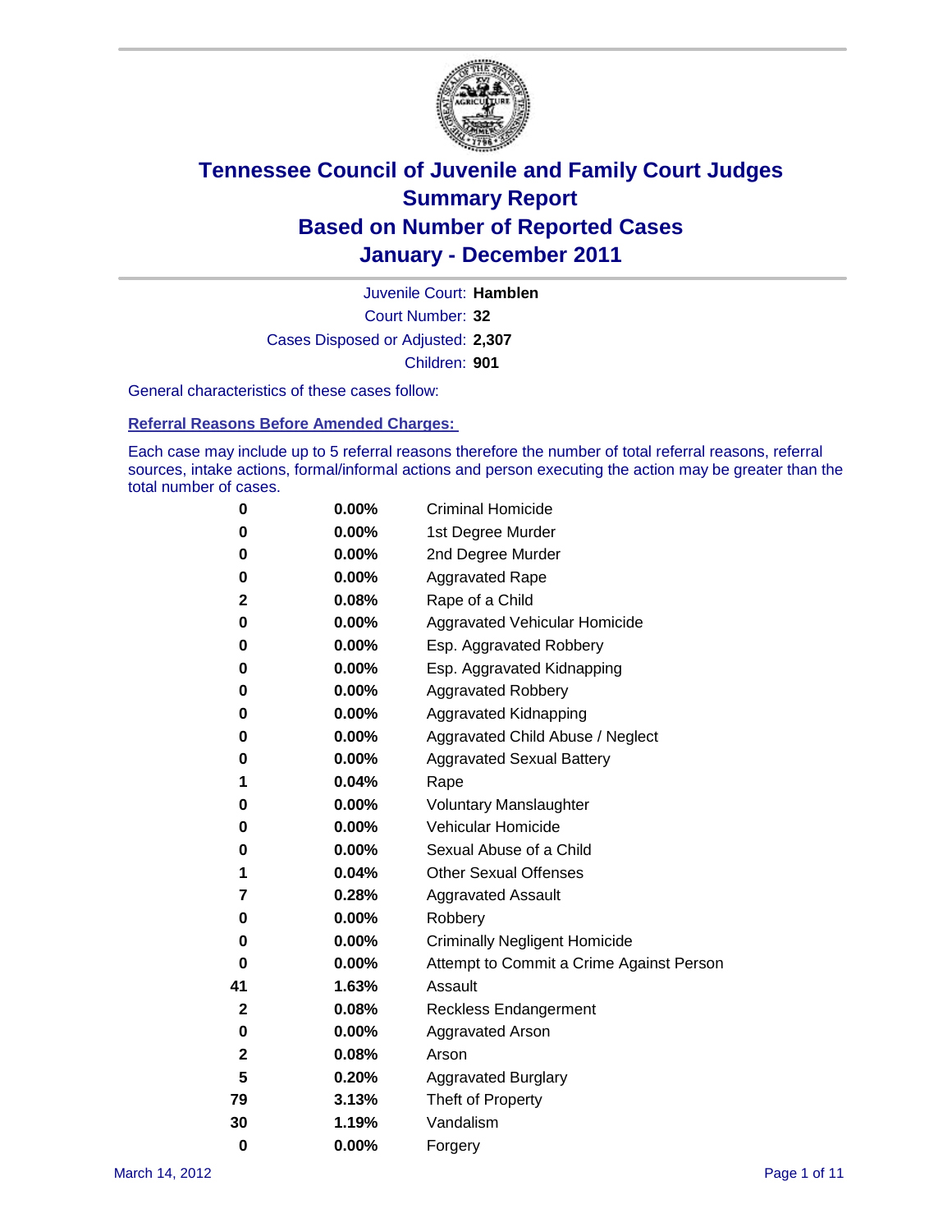# Tennessee Council of Juvenile and Family Court Judges
# Summary Report
# Based on Number of Reported Cases
# January - December 2011

Juvenile Court: **Hamblen**

Court Number: **32**

Cases Disposed or Adjusted: **2,307**

Children: **901**

General characteristics of these cases follow:

## Referral Reasons Before Amended Charges:

Each case may include up to 5 referral reasons therefore the number of total referral reasons, referral sources, intake actions, formal/informal actions and person executing the action may be greater than the total number of cases.

| Count | Percent | Referral Reason |
|---|---|---|
| 0 | 0.00% | Criminal Homicide |
| 0 | 0.00% | 1st Degree Murder |
| 0 | 0.00% | 2nd Degree Murder |
| 0 | 0.00% | Aggravated Rape |
| 2 | 0.08% | Rape of a Child |
| 0 | 0.00% | Aggravated Vehicular Homicide |
| 0 | 0.00% | Esp. Aggravated Robbery |
| 0 | 0.00% | Esp. Aggravated Kidnapping |
| 0 | 0.00% | Aggravated Robbery |
| 0 | 0.00% | Aggravated Kidnapping |
| 0 | 0.00% | Aggravated Child Abuse / Neglect |
| 0 | 0.00% | Aggravated Sexual Battery |
| 1 | 0.04% | Rape |
| 0 | 0.00% | Voluntary Manslaughter |
| 0 | 0.00% | Vehicular Homicide |
| 0 | 0.00% | Sexual Abuse of a Child |
| 1 | 0.04% | Other Sexual Offenses |
| 7 | 0.28% | Aggravated Assault |
| 0 | 0.00% | Robbery |
| 0 | 0.00% | Criminally Negligent Homicide |
| 0 | 0.00% | Attempt to Commit a Crime Against Person |
| 41 | 1.63% | Assault |
| 2 | 0.08% | Reckless Endangerment |
| 0 | 0.00% | Aggravated Arson |
| 2 | 0.08% | Arson |
| 5 | 0.20% | Aggravated Burglary |
| 79 | 3.13% | Theft of Property |
| 30 | 1.19% | Vandalism |
| 0 | 0.00% | Forgery |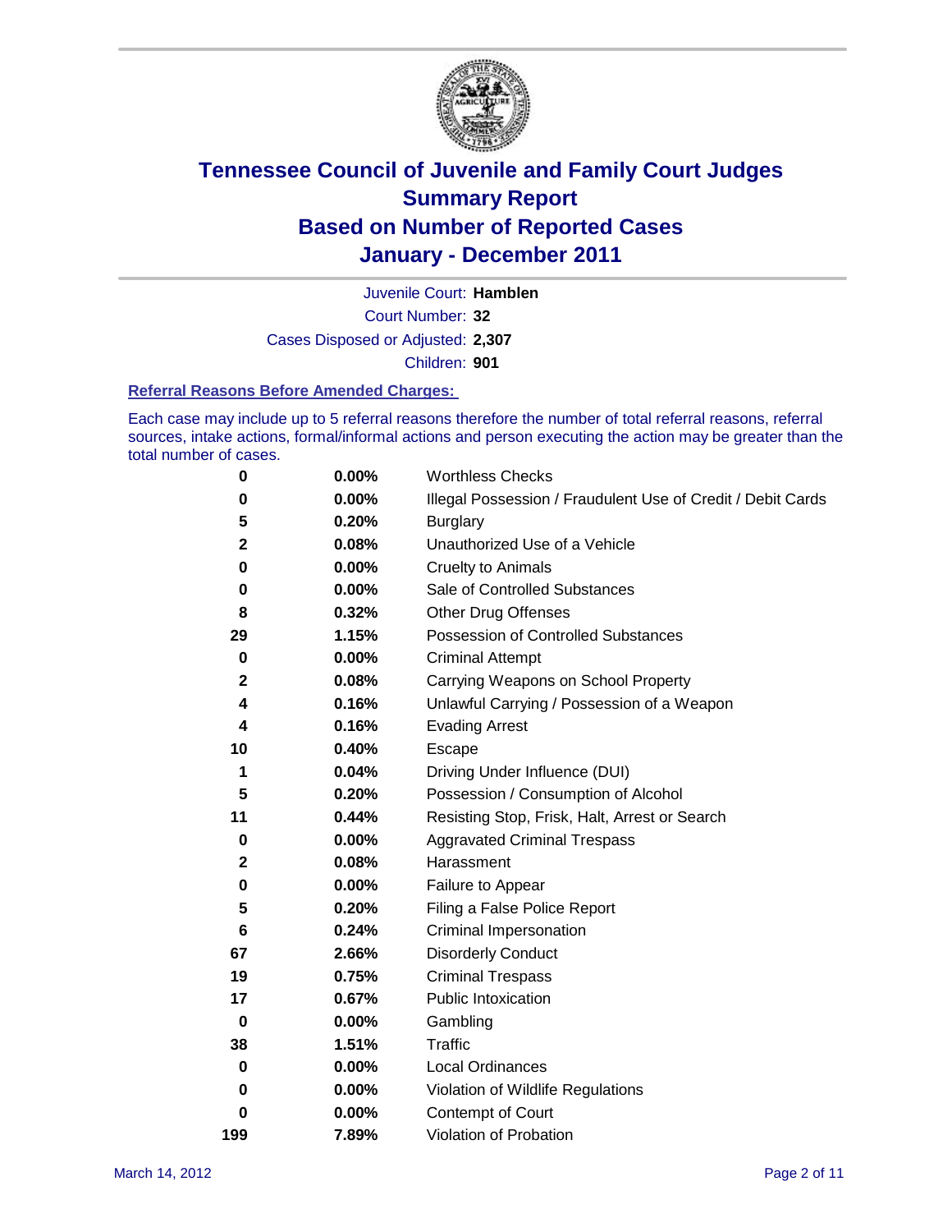# Tennessee Council of Juvenile and Family Court Judges
# Summary Report
# Based on Number of Reported Cases
# January - December 2011

Juvenile Court: **Hamblen**

Court Number: **32**

Cases Disposed or Adjusted: **2,307**

Children: **901**

### Referral Reasons Before Amended Charges:

Each case may include up to 5 referral reasons therefore the number of total referral reasons, referral sources, intake actions, formal/informal actions and person executing the action may be greater than the total number of cases.

| Count | Percent | Reason |
|---|---|---|
| 0 | 0.00% | Worthless Checks |
| 0 | 0.00% | Illegal Possession / Fraudulent Use of Credit / Debit Cards |
| 5 | 0.20% | Burglary |
| 2 | 0.08% | Unauthorized Use of a Vehicle |
| 0 | 0.00% | Cruelty to Animals |
| 0 | 0.00% | Sale of Controlled Substances |
| 8 | 0.32% | Other Drug Offenses |
| 29 | 1.15% | Possession of Controlled Substances |
| 0 | 0.00% | Criminal Attempt |
| 2 | 0.08% | Carrying Weapons on School Property |
| 4 | 0.16% | Unlawful Carrying / Possession of a Weapon |
| 4 | 0.16% | Evading Arrest |
| 10 | 0.40% | Escape |
| 1 | 0.04% | Driving Under Influence (DUI) |
| 5 | 0.20% | Possession / Consumption of Alcohol |
| 11 | 0.44% | Resisting Stop, Frisk, Halt, Arrest or Search |
| 0 | 0.00% | Aggravated Criminal Trespass |
| 2 | 0.08% | Harassment |
| 0 | 0.00% | Failure to Appear |
| 5 | 0.20% | Filing a False Police Report |
| 6 | 0.24% | Criminal Impersonation |
| 67 | 2.66% | Disorderly Conduct |
| 19 | 0.75% | Criminal Trespass |
| 17 | 0.67% | Public Intoxication |
| 0 | 0.00% | Gambling |
| 38 | 1.51% | Traffic |
| 0 | 0.00% | Local Ordinances |
| 0 | 0.00% | Violation of Wildlife Regulations |
| 0 | 0.00% | Contempt of Court |
| 199 | 7.89% | Violation of Probation |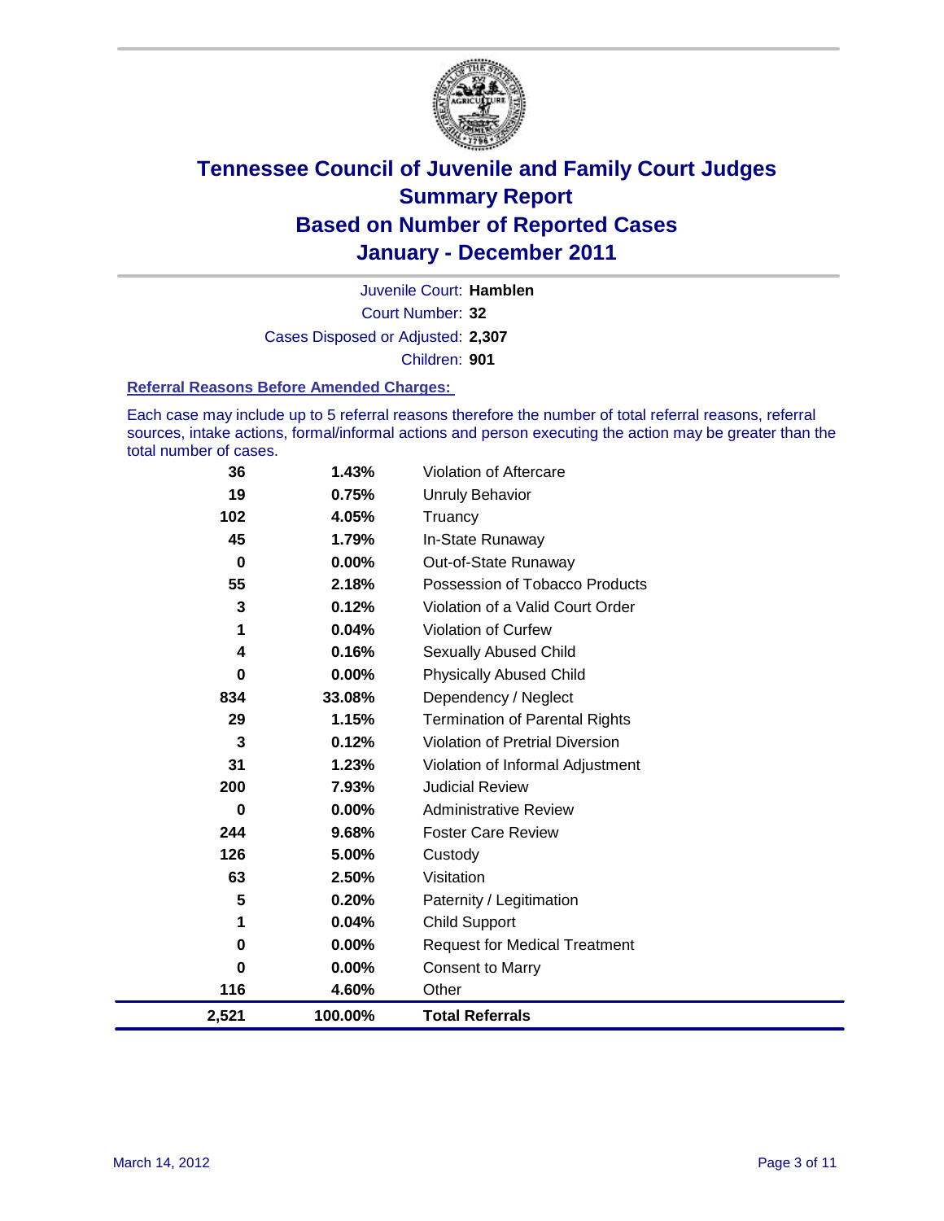# Tennessee Council of Juvenile and Family Court Judges
## Summary Report
## Based on Number of Reported Cases
## January - December 2011

Juvenile Court: **Hamblen**

Court Number: **32**

Cases Disposed or Adjusted: **2,307**

Children: **901**

### Referral Reasons Before Amended Charges:

Each case may include up to 5 referral reasons therefore the number of total referral reasons, referral sources, intake actions, formal/informal actions and person executing the action may be greater than the total number of cases.

| Count | Percent | Referral Reason |
|---|---|---|
| 36 | 1.43% | Violation of Aftercare |
| 19 | 0.75% | Unruly Behavior |
| 102 | 4.05% | Truancy |
| 45 | 1.79% | In-State Runaway |
| 0 | 0.00% | Out-of-State Runaway |
| 55 | 2.18% | Possession of Tobacco Products |
| 3 | 0.12% | Violation of a Valid Court Order |
| 1 | 0.04% | Violation of Curfew |
| 4 | 0.16% | Sexually Abused Child |
| 0 | 0.00% | Physically Abused Child |
| 834 | 33.08% | Dependency / Neglect |
| 29 | 1.15% | Termination of Parental Rights |
| 3 | 0.12% | Violation of Pretrial Diversion |
| 31 | 1.23% | Violation of Informal Adjustment |
| 200 | 7.93% | Judicial Review |
| 0 | 0.00% | Administrative Review |
| 244 | 9.68% | Foster Care Review |
| 126 | 5.00% | Custody |
| 63 | 2.50% | Visitation |
| 5 | 0.20% | Paternity / Legitimation |
| 1 | 0.04% | Child Support |
| 0 | 0.00% | Request for Medical Treatment |
| 0 | 0.00% | Consent to Marry |
| 116 | 4.60% | Other |
| **2,521** | **100.00%** | **Total Referrals** |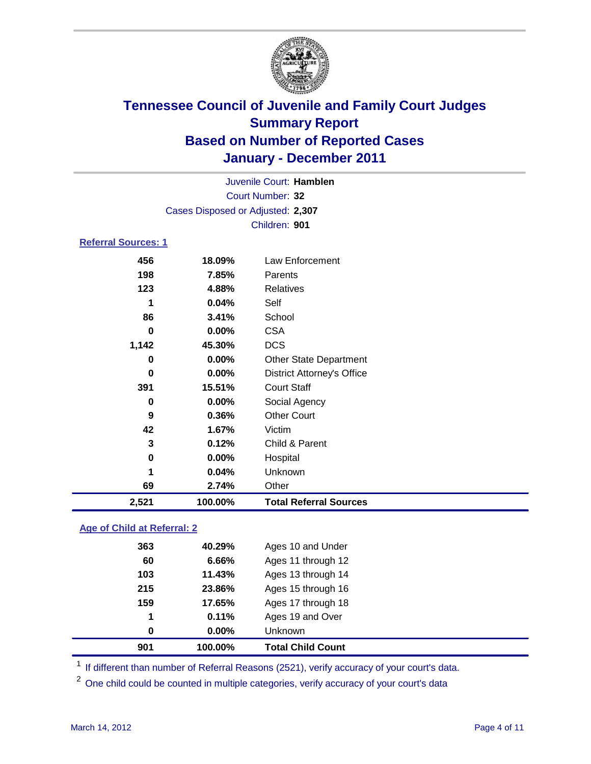# Tennessee Council of Juvenile and Family Court Judges
## Summary Report
## Based on Number of Reported Cases
## January - December 2011

Juvenile Court: **Hamblen**
Court Number: **32**
Cases Disposed or Adjusted: **2,307**
Children: **901**

### Referral Sources: 1

| Count | Percent | Source |
|---|---|---|
| 456 | 18.09% | Law Enforcement |
| 198 | 7.85% | Parents |
| 123 | 4.88% | Relatives |
| 1 | 0.04% | Self |
| 86 | 3.41% | School |
| 0 | 0.00% | CSA |
| 1,142 | 45.30% | DCS |
| 0 | 0.00% | Other State Department |
| 0 | 0.00% | District Attorney's Office |
| 391 | 15.51% | Court Staff |
| 0 | 0.00% | Social Agency |
| 9 | 0.36% | Other Court |
| 42 | 1.67% | Victim |
| 3 | 0.12% | Child & Parent |
| 0 | 0.00% | Hospital |
| 1 | 0.04% | Unknown |
| 69 | 2.74% | Other |
| **2,521** | **100.00%** | **Total Referral Sources** |

### Age of Child at Referral: 2

| Count | Percent | Age |
|---|---|---|
| 363 | 40.29% | Ages 10 and Under |
| 60 | 6.66% | Ages 11 through 12 |
| 103 | 11.43% | Ages 13 through 14 |
| 215 | 23.86% | Ages 15 through 16 |
| 159 | 17.65% | Ages 17 through 18 |
| 1 | 0.11% | Ages 19 and Over |
| 0 | 0.00% | Unknown |
| **901** | **100.00%** | **Total Child Count** |

[1] If different than number of Referral Reasons (2521), verify accuracy of your court's data.

[2] One child could be counted in multiple categories, verify accuracy of your court's data

March 14, 2012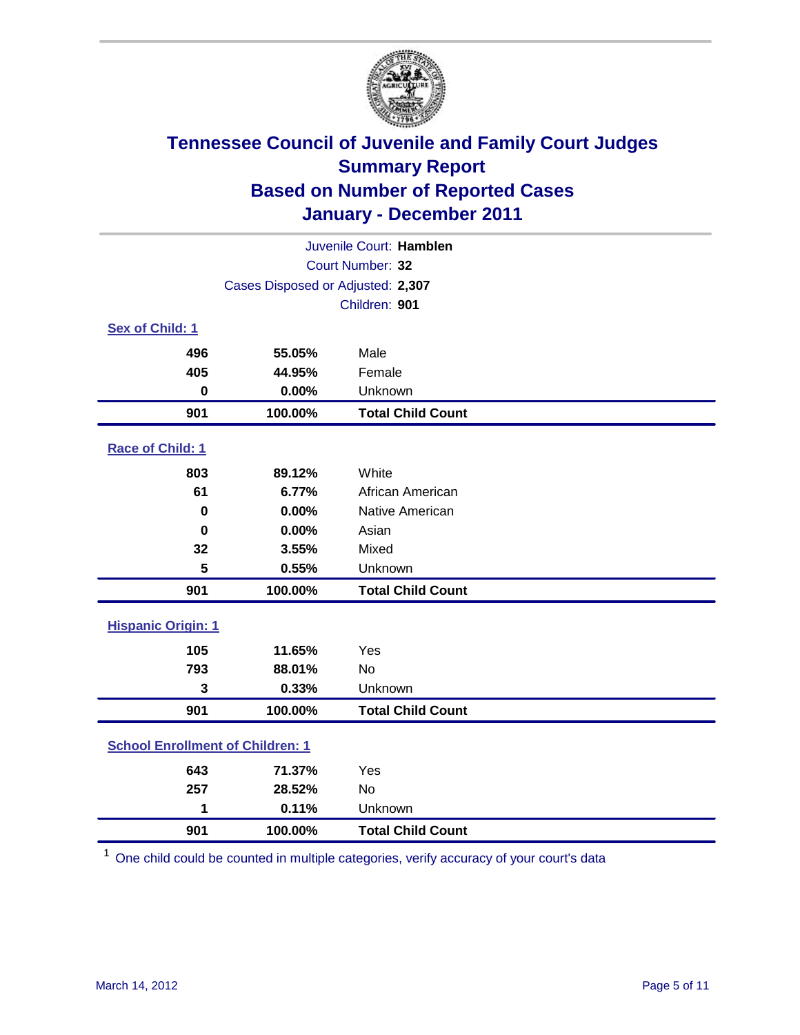# Tennessee Council of Juvenile and Family Court Judges
## Summary Report
## Based on Number of Reported Cases
## January - December 2011

Juvenile Court: **Hamblen**
Court Number: **32**
Cases Disposed or Adjusted: **2,307**
Children: **901**

### Sex of Child: 1

| Count | Percent | Category |
|---|---|---|
| 496 | 55.05% | Male |
| 405 | 44.95% | Female |
| 0 | 0.00% | Unknown |
| **901** | **100.00%** | **Total Child Count** |

### Race of Child: 1

| Count | Percent | Category |
|---|---|---|
| 803 | 89.12% | White |
| 61 | 6.77% | African American |
| 0 | 0.00% | Native American |
| 0 | 0.00% | Asian |
| 32 | 3.55% | Mixed |
| 5 | 0.55% | Unknown |
| **901** | **100.00%** | **Total Child Count** |

### Hispanic Origin: 1

| Count | Percent | Category |
|---|---|---|
| 105 | 11.65% | Yes |
| 793 | 88.01% | No |
| 3 | 0.33% | Unknown |
| **901** | **100.00%** | **Total Child Count** |

### School Enrollment of Children: 1

| Count | Percent | Category |
|---|---|---|
| 643 | 71.37% | Yes |
| 257 | 28.52% | No |
| 1 | 0.11% | Unknown |
| **901** | **100.00%** | **Total Child Count** |

[1] One child could be counted in multiple categories, verify accuracy of your court's data

March 14, 2012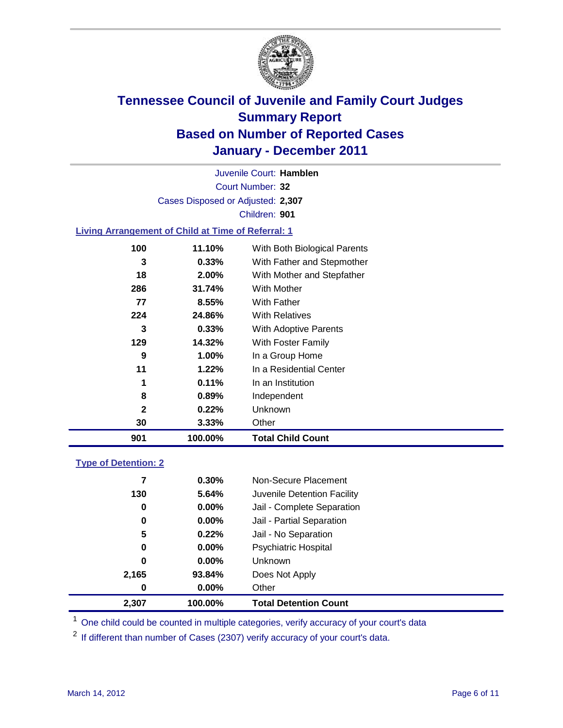# Tennessee Council of Juvenile and Family Court Judges
## Summary Report
## Based on Number of Reported Cases
## January - December 2011

Juvenile Court: **Hamblen**

Court Number: **32**

Cases Disposed or Adjusted: **2,307**

Children: **901**

### Living Arrangement of Child at Time of Referral: 1

| | | |
|---|---|---|
| 100 | 11.10% | With Both Biological Parents |
| 3 | 0.33% | With Father and Stepmother |
| 18 | 2.00% | With Mother and Stepfather |
| 286 | 31.74% | With Mother |
| 77 | 8.55% | With Father |
| 224 | 24.86% | With Relatives |
| 3 | 0.33% | With Adoptive Parents |
| 129 | 14.32% | With Foster Family |
| 9 | 1.00% | In a Group Home |
| 11 | 1.22% | In a Residential Center |
| 1 | 0.11% | In an Institution |
| 8 | 0.89% | Independent |
| 2 | 0.22% | Unknown |
| 30 | 3.33% | Other |
| **901** | **100.00%** | **Total Child Count** |

### Type of Detention: 2

| | | |
|---|---|---|
| 7 | 0.30% | Non-Secure Placement |
| 130 | 5.64% | Juvenile Detention Facility |
| 0 | 0.00% | Jail - Complete Separation |
| 0 | 0.00% | Jail - Partial Separation |
| 5 | 0.22% | Jail - No Separation |
| 0 | 0.00% | Psychiatric Hospital |
| 0 | 0.00% | Unknown |
| 2,165 | 93.84% | Does Not Apply |
| 0 | 0.00% | Other |
| **2,307** | **100.00%** | **Total Detention Count** |

[1] One child could be counted in multiple categories, verify accuracy of your court's data

[2] If different than number of Cases (2307) verify accuracy of your court's data.

March 14, 2012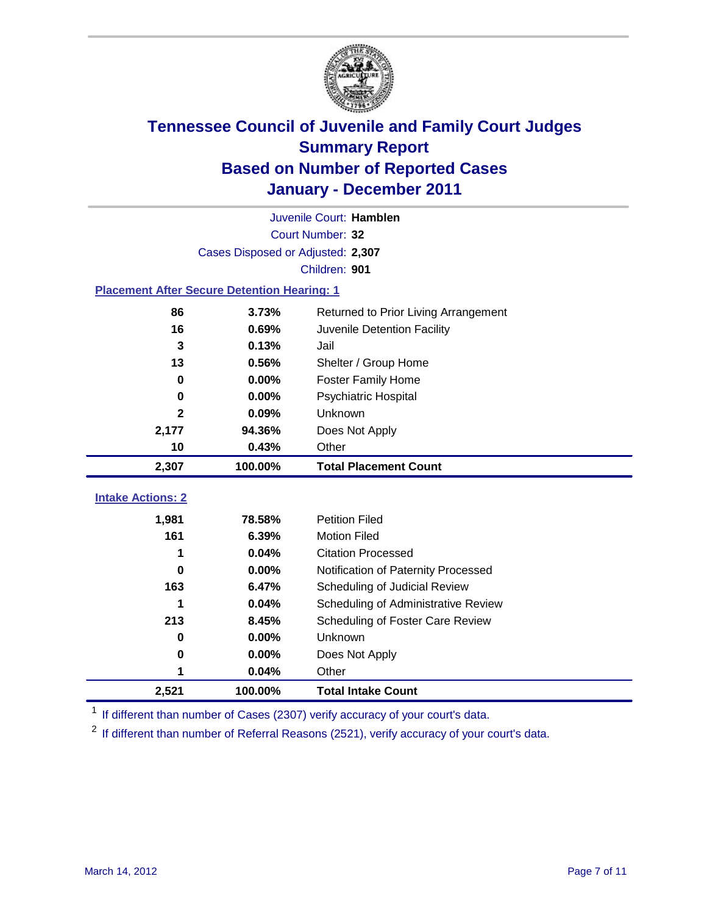# Tennessee Council of Juvenile and Family Court Judges
## Summary Report
## Based on Number of Reported Cases
## January - December 2011

Juvenile Court: **Hamblen**

Court Number: **32**

Cases Disposed or Adjusted: **2,307**

Children: **901**

### Placement After Secure Detention Hearing: 1

| Count | Percent | Placement |
|---|---|---|
| 86 | 3.73% | Returned to Prior Living Arrangement |
| 16 | 0.69% | Juvenile Detention Facility |
| 3 | 0.13% | Jail |
| 13 | 0.56% | Shelter / Group Home |
| 0 | 0.00% | Foster Family Home |
| 0 | 0.00% | Psychiatric Hospital |
| 2 | 0.09% | Unknown |
| 2,177 | 94.36% | Does Not Apply |
| 10 | 0.43% | Other |
| **2,307** | **100.00%** | **Total Placement Count** |

### Intake Actions: 2

| Count | Percent | Intake Action |
|---|---|---|
| 1,981 | 78.58% | Petition Filed |
| 161 | 6.39% | Motion Filed |
| 1 | 0.04% | Citation Processed |
| 0 | 0.00% | Notification of Paternity Processed |
| 163 | 6.47% | Scheduling of Judicial Review |
| 1 | 0.04% | Scheduling of Administrative Review |
| 213 | 8.45% | Scheduling of Foster Care Review |
| 0 | 0.00% | Unknown |
| 0 | 0.00% | Does Not Apply |
| 1 | 0.04% | Other |
| **2,521** | **100.00%** | **Total Intake Count** |

[1] If different than number of Cases (2307) verify accuracy of your court's data.

[2] If different than number of Referral Reasons (2521), verify accuracy of your court's data.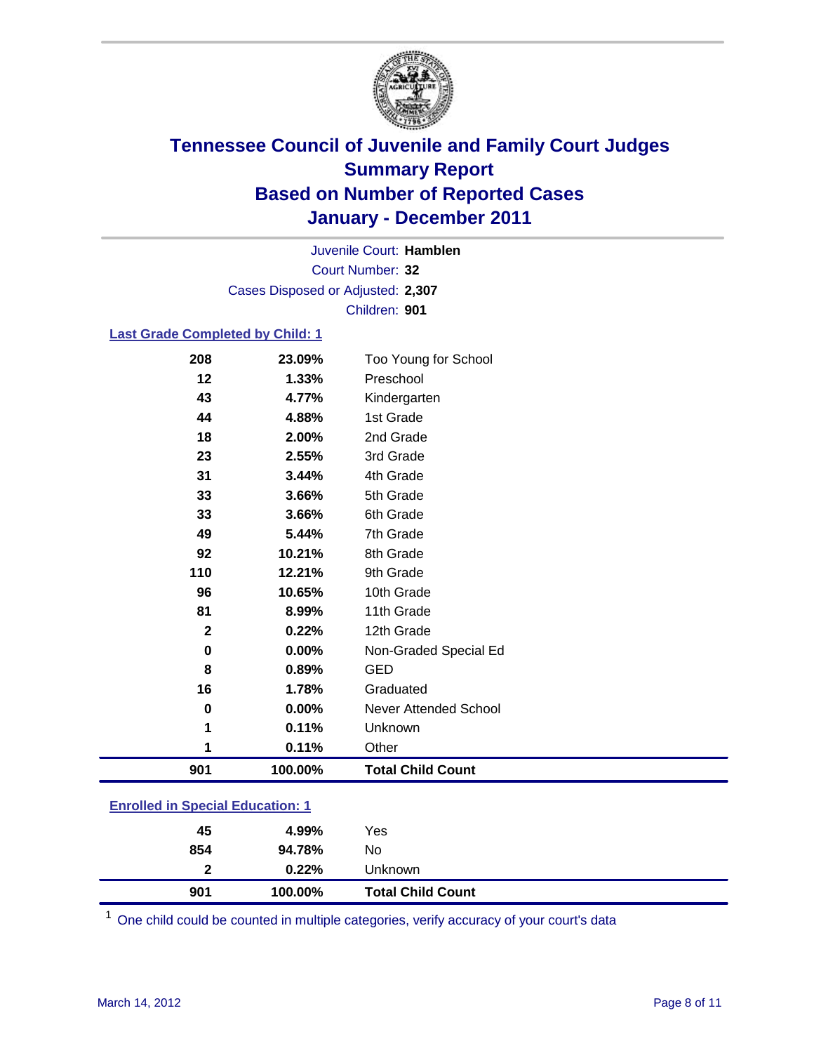# Tennessee Council of Juvenile and Family Court Judges
## Summary Report
## Based on Number of Reported Cases
## January - December 2011

Juvenile Court: **Hamblen**
Court Number: **32**
Cases Disposed or Adjusted: **2,307**
Children: **901**

### Last Grade Completed by Child: 1

| Count | Percent | Category |
|---|---|---|
| 208 | 23.09% | Too Young for School |
| 12 | 1.33% | Preschool |
| 43 | 4.77% | Kindergarten |
| 44 | 4.88% | 1st Grade |
| 18 | 2.00% | 2nd Grade |
| 23 | 2.55% | 3rd Grade |
| 31 | 3.44% | 4th Grade |
| 33 | 3.66% | 5th Grade |
| 33 | 3.66% | 6th Grade |
| 49 | 5.44% | 7th Grade |
| 92 | 10.21% | 8th Grade |
| 110 | 12.21% | 9th Grade |
| 96 | 10.65% | 10th Grade |
| 81 | 8.99% | 11th Grade |
| 2 | 0.22% | 12th Grade |
| 0 | 0.00% | Non-Graded Special Ed |
| 8 | 0.89% | GED |
| 16 | 1.78% | Graduated |
| 0 | 0.00% | Never Attended School |
| 1 | 0.11% | Unknown |
| 1 | 0.11% | Other |
| **901** | **100.00%** | **Total Child Count** |

### Enrolled in Special Education: 1

| Count | Percent | Category |
|---|---|---|
| 45 | 4.99% | Yes |
| 854 | 94.78% | No |
| 2 | 0.22% | Unknown |
| **901** | **100.00%** | **Total Child Count** |

[1] One child could be counted in multiple categories, verify accuracy of your court's data

March 14, 2012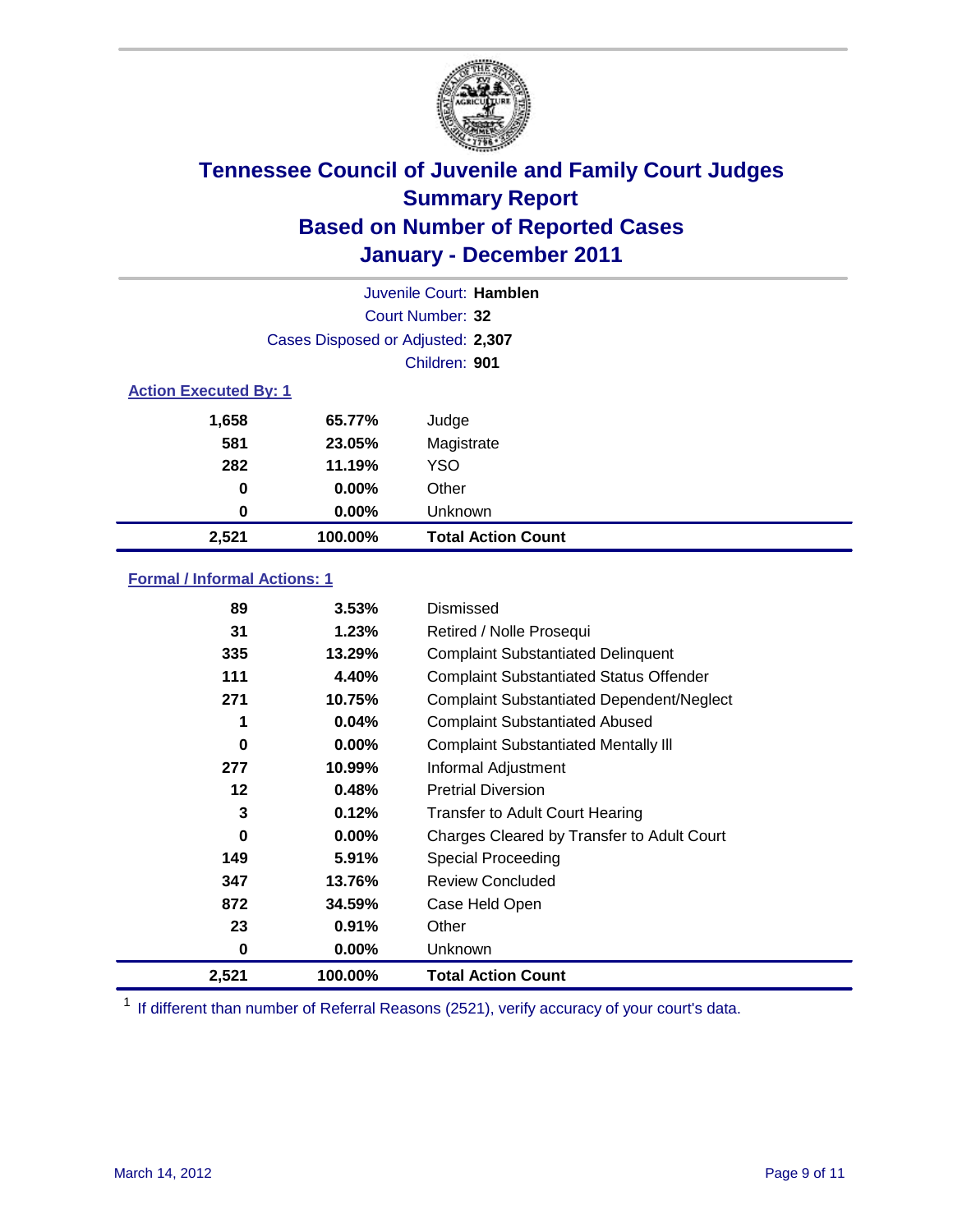# Tennessee Council of Juvenile and Family Court Judges
## Summary Report
## Based on Number of Reported Cases
## January - December 2011

Juvenile Court: **Hamblen**

Court Number: **32**

Cases Disposed or Adjusted: **2,307**

Children: **901**

### Action Executed By: 1

| | | |
|---|---|---|
| 1,658 | 65.77% | Judge |
| 581 | 23.05% | Magistrate |
| 282 | 11.19% | YSO |
| 0 | 0.00% | Other |
| 0 | 0.00% | Unknown |
| **2,521** | **100.00%** | **Total Action Count** |

### Formal / Informal Actions: 1

| | | |
|---|---|---|
| 89 | 3.53% | Dismissed |
| 31 | 1.23% | Retired / Nolle Prosequi |
| 335 | 13.29% | Complaint Substantiated Delinquent |
| 111 | 4.40% | Complaint Substantiated Status Offender |
| 271 | 10.75% | Complaint Substantiated Dependent/Neglect |
| 1 | 0.04% | Complaint Substantiated Abused |
| 0 | 0.00% | Complaint Substantiated Mentally Ill |
| 277 | 10.99% | Informal Adjustment |
| 12 | 0.48% | Pretrial Diversion |
| 3 | 0.12% | Transfer to Adult Court Hearing |
| 0 | 0.00% | Charges Cleared by Transfer to Adult Court |
| 149 | 5.91% | Special Proceeding |
| 347 | 13.76% | Review Concluded |
| 872 | 34.59% | Case Held Open |
| 23 | 0.91% | Other |
| 0 | 0.00% | Unknown |
| **2,521** | **100.00%** | **Total Action Count** |

[1] If different than number of Referral Reasons (2521), verify accuracy of your court's data.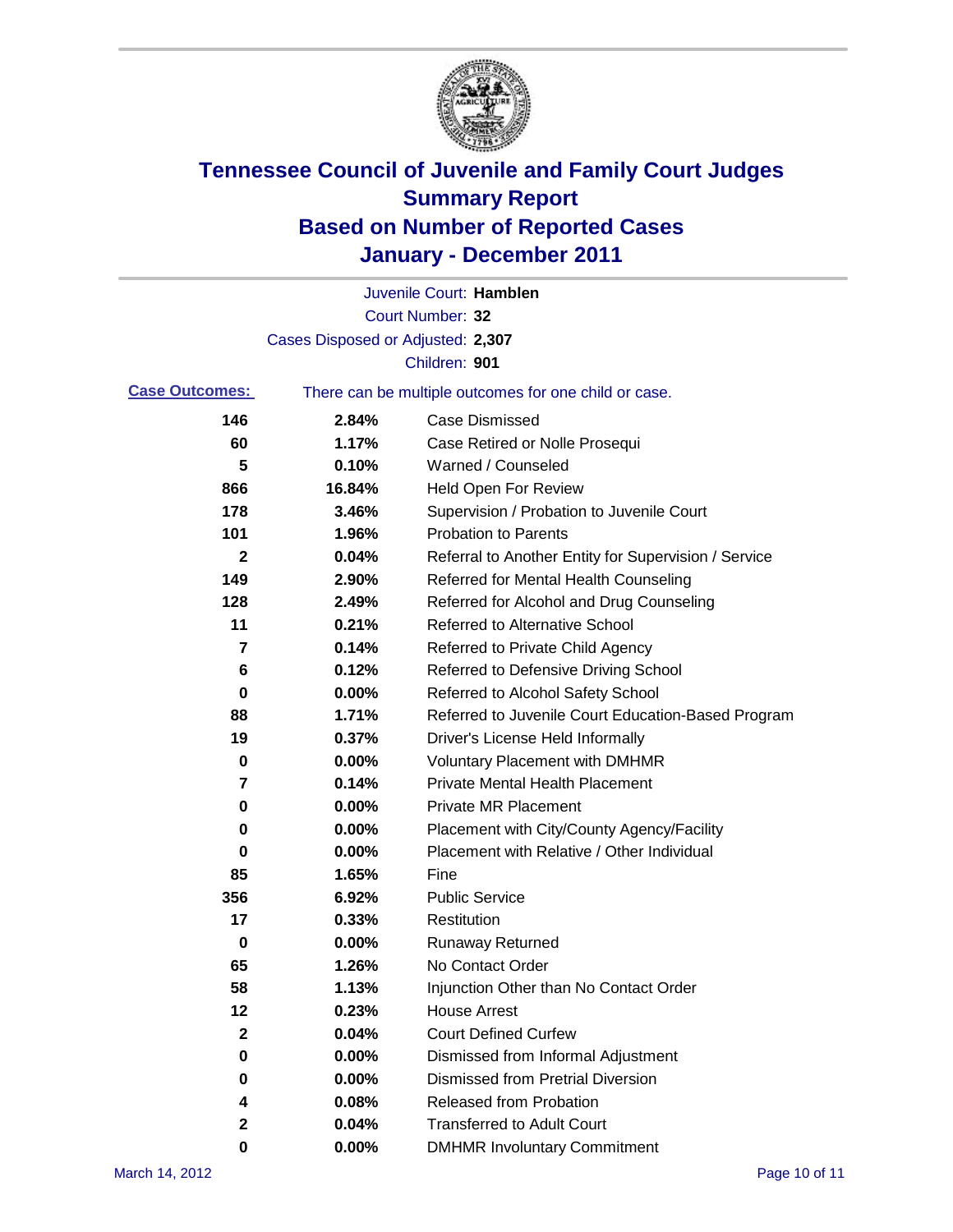# Tennessee Council of Juvenile and Family Court Judges
## Summary Report
## Based on Number of Reported Cases
## January - December 2011

Juvenile Court: **Hamblen**

Court Number: **32**

Cases Disposed or Adjusted: **2,307**

Children: **901**

**Case Outcomes:** There can be multiple outcomes for one child or case.

| | | |
|---|---|---|
| 146 | 2.84% | Case Dismissed |
| 60 | 1.17% | Case Retired or Nolle Prosequi |
| 5 | 0.10% | Warned / Counseled |
| 866 | 16.84% | Held Open For Review |
| 178 | 3.46% | Supervision / Probation to Juvenile Court |
| 101 | 1.96% | Probation to Parents |
| 2 | 0.04% | Referral to Another Entity for Supervision / Service |
| 149 | 2.90% | Referred for Mental Health Counseling |
| 128 | 2.49% | Referred for Alcohol and Drug Counseling |
| 11 | 0.21% | Referred to Alternative School |
| 7 | 0.14% | Referred to Private Child Agency |
| 6 | 0.12% | Referred to Defensive Driving School |
| 0 | 0.00% | Referred to Alcohol Safety School |
| 88 | 1.71% | Referred to Juvenile Court Education-Based Program |
| 19 | 0.37% | Driver's License Held Informally |
| 0 | 0.00% | Voluntary Placement with DMHMR |
| 7 | 0.14% | Private Mental Health Placement |
| 0 | 0.00% | Private MR Placement |
| 0 | 0.00% | Placement with City/County Agency/Facility |
| 0 | 0.00% | Placement with Relative / Other Individual |
| 85 | 1.65% | Fine |
| 356 | 6.92% | Public Service |
| 17 | 0.33% | Restitution |
| 0 | 0.00% | Runaway Returned |
| 65 | 1.26% | No Contact Order |
| 58 | 1.13% | Injunction Other than No Contact Order |
| 12 | 0.23% | House Arrest |
| 2 | 0.04% | Court Defined Curfew |
| 0 | 0.00% | Dismissed from Informal Adjustment |
| 0 | 0.00% | Dismissed from Pretrial Diversion |
| 4 | 0.08% | Released from Probation |
| 2 | 0.04% | Transferred to Adult Court |
| 0 | 0.00% | DMHMR Involuntary Commitment |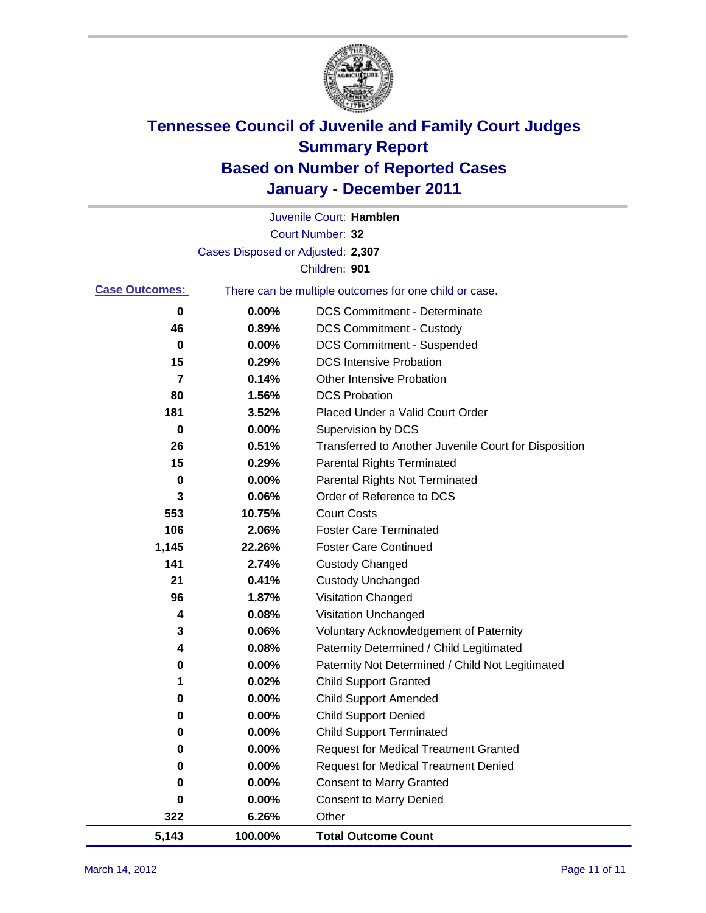# Tennessee Council of Juvenile and Family Court Judges
## Summary Report
## Based on Number of Reported Cases
## January - December 2011

Juvenile Court: **Hamblen**

Court Number: **32**

Cases Disposed or Adjusted: **2,307**

Children: **901**

**Case Outcomes:** There can be multiple outcomes for one child or case.

| | | |
|---|---|---|
| 0 | 0.00% | DCS Commitment - Determinate |
| 46 | 0.89% | DCS Commitment - Custody |
| 0 | 0.00% | DCS Commitment - Suspended |
| 15 | 0.29% | DCS Intensive Probation |
| 7 | 0.14% | Other Intensive Probation |
| 80 | 1.56% | DCS Probation |
| 181 | 3.52% | Placed Under a Valid Court Order |
| 0 | 0.00% | Supervision by DCS |
| 26 | 0.51% | Transferred to Another Juvenile Court for Disposition |
| 15 | 0.29% | Parental Rights Terminated |
| 0 | 0.00% | Parental Rights Not Terminated |
| 3 | 0.06% | Order of Reference to DCS |
| 553 | 10.75% | Court Costs |
| 106 | 2.06% | Foster Care Terminated |
| 1,145 | 22.26% | Foster Care Continued |
| 141 | 2.74% | Custody Changed |
| 21 | 0.41% | Custody Unchanged |
| 96 | 1.87% | Visitation Changed |
| 4 | 0.08% | Visitation Unchanged |
| 3 | 0.06% | Voluntary Acknowledgement of Paternity |
| 4 | 0.08% | Paternity Determined / Child Legitimated |
| 0 | 0.00% | Paternity Not Determined / Child Not Legitimated |
| 1 | 0.02% | Child Support Granted |
| 0 | 0.00% | Child Support Amended |
| 0 | 0.00% | Child Support Denied |
| 0 | 0.00% | Child Support Terminated |
| 0 | 0.00% | Request for Medical Treatment Granted |
| 0 | 0.00% | Request for Medical Treatment Denied |
| 0 | 0.00% | Consent to Marry Granted |
| 0 | 0.00% | Consent to Marry Denied |
| 322 | 6.26% | Other |
| **5,143** | **100.00%** | **Total Outcome Count** |